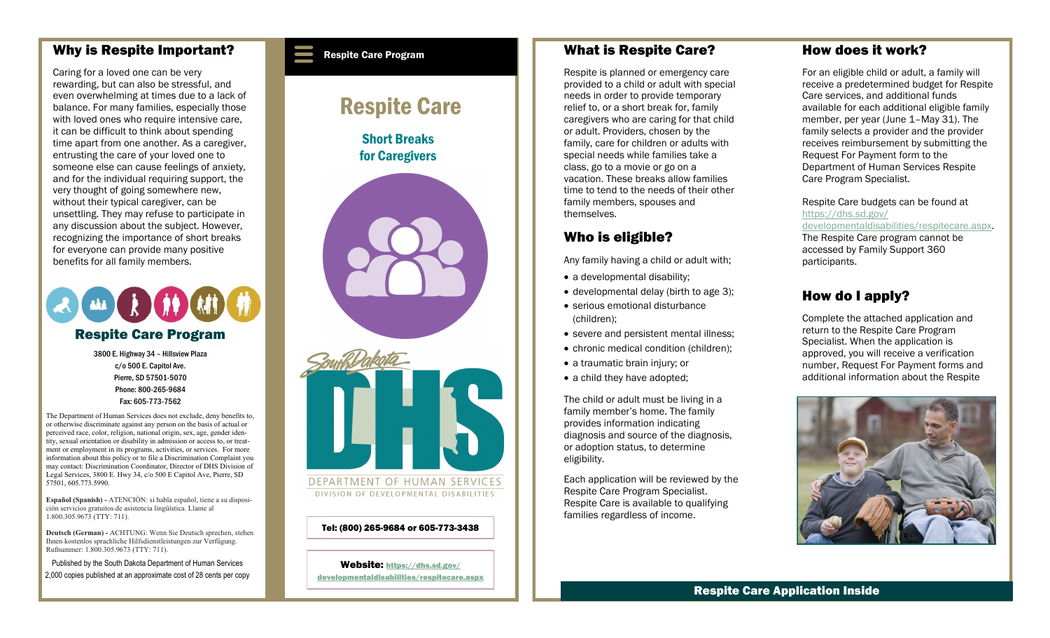## Why is Respite Important?

Caring for a loved one can be very rewarding, but can also be stressful, and even overwhelming at times due to a lack of balance. For many families, especially those with loved ones who require intensive care, it can be difficult to think about spending time apart from one another. As a caregiver, entrusting the care of your loved one to someone else can cause feelings of anxiety, and for the individual requiring support, the very thought of going somewhere new, without their typical caregiver, can be unsettling. They may refuse to participate in any discussion about the subject. However, recognizing the importance of short breaks for everyone can provide many positive benefits for all family members.

### Respite Care Program

3800 E. Highway 34 – Hillsview Plaza
c/o 500 E. Capitol Ave.
Pierre, SD 57501-5070
Phone: 800-265-9684
Fax: 605-773-7562

The Department of Human Services does not exclude, deny benefits to, or otherwise discriminate against any person on the basis of actual or perceived race, color, religion, national origin, sex, age, gender identity, sexual orientation or disability in admission or access to, or treatment or employment in its programs, activities, or services. For more information about this policy or to file a Discrimination Complaint you may contact: Discrimination Coordinator, Director of DHS Division of Legal Services, 3800 E. Hwy 34, c/o 500 E Capitol Ave, Pierre, SD 57501, 605.773.5990.

**Español (Spanish)** - ATENCIÓN: si habla español, tiene a su disposición servicios gratuitos de asistencia lingüística. Llame al 1.800.305.9673 (TTY: 711).

**Deutsch (German)** - ACHTUNG: Wenn Sie Deutsch sprechen, stehen Ihnen kostenlos sprachliche Hilfsdienstleistungen zur Verfügung. Rufnummer: 1.800.305.9673 (TTY: 711).

Published by the South Dakota Department of Human Services
2,000 copies published at an approximate cost of 28 cents per copy

**Respite Care Program**

# Respite Care

## Short Breaks for Caregivers

South Dakota DHS
DEPARTMENT OF HUMAN SERVICES
DIVISION OF DEVELOPMENTAL DISABILITIES

**Tel: (800) 265-9684 or 605-773-3438**

**Website:** https://dhs.sd.gov/developmentaldisabilities/respitecare.aspx

## What is Respite Care?

Respite is planned or emergency care provided to a child or adult with special needs in order to provide temporary relief to, or a short break for, family caregivers who are caring for that child or adult. Providers, chosen by the family, care for children or adults with special needs while families take a class, go to a movie or go on a vacation. These breaks allow families time to tend to the needs of their other family members, spouses and themselves.

## Who is eligible?

Any family having a child or adult with;

- a developmental disability;
- developmental delay (birth to age 3);
- serious emotional disturbance (children);
- severe and persistent mental illness;
- chronic medical condition (children);
- a traumatic brain injury; or
- a child they have adopted;

The child or adult must be living in a family member's home. The family provides information indicating diagnosis and source of the diagnosis, or adoption status, to determine eligibility.

Each application will be reviewed by the Respite Care Program Specialist. Respite Care is available to qualifying families regardless of income.

## How does it work?

For an eligible child or adult, a family will receive a predetermined budget for Respite Care services, and additional funds available for each additional eligible family member, per year (June 1–May 31). The family selects a provider and the provider receives reimbursement by submitting the Request For Payment form to the Department of Human Services Respite Care Program Specialist.

Respite Care budgets can be found at https://dhs.sd.gov/developmentaldisabilities/respitecare.aspx. The Respite Care program cannot be accessed by Family Support 360 participants.

## How do I apply?

Complete the attached application and return to the Respite Care Program Specialist. When the application is approved, you will receive a verification number, Request For Payment forms and additional information about the Respite

**Respite Care Application Inside**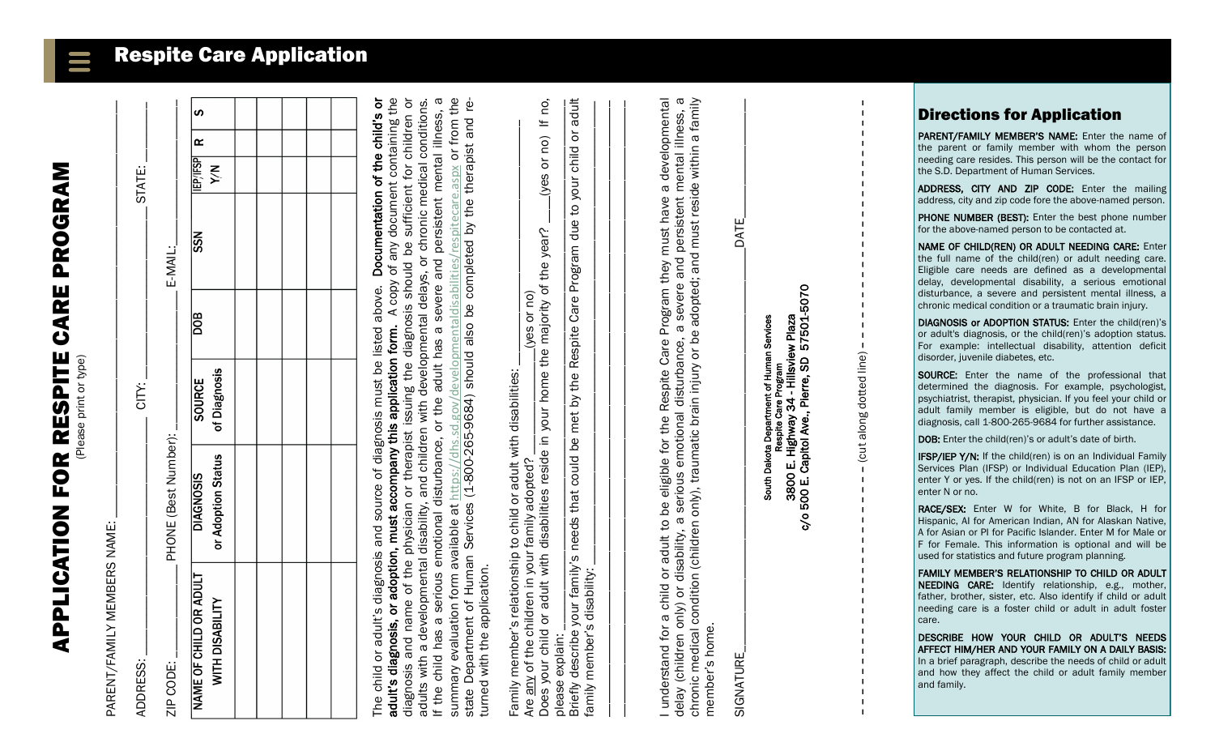# Respite Care Application

## APPLICATION FOR RESPITE CARE PROGRAM

(Please print or type)

PARENT/FAMILY MEMBERS NAME: ______________________________

ADDRESS: ______________________ CITY: ______________ STATE: ______

ZIP CODE: __________ PHONE (Best Number): ______________ E-MAIL: ______________

| NAME OF CHILD OR ADULT WITH DISABILITY | DIAGNOSIS or Adoption Status | SOURCE of Diagnosis | DOB | SSN | IEP/IFSP Y/N | R | S |
|---|---|---|---|---|---|---|---|
| | | | | | | | |
| | | | | | | | |
| | | | | | | | |
| | | | | | | | |
| | | | | | | | |

The child or adult's diagnosis and source of diagnosis must be listed above. **Documentation of the child's or adult's diagnosis, or adoption, must accompany this application form.** A copy of any document containing the diagnosis and name of the physician or therapist issuing the diagnosis should be sufficient for children or adults with a developmental disability, and children with developmental delays, or chronic medical conditions. If the child has a serious emotional disturbance, or the adult has a severe and persistent mental illness, a summary evaluation form available at https://dhs.sd.gov/developmentaldisabilities/respitecare.aspx or from the state Department of Human Services (1-800-265-9684) should also be completed by the therapist and returned with the application.

Family member's relationship to child or adult with disabilities: ______________________________

Are any of the children in your family adopted? ________(yes or no)

Does your child or adult with disabilities reside in your home the majority of the year? ____(yes or no) If no, please explain: ______________________________

Briefly describe your family's needs that could be met by the Respite Care Program due to your child or adult family member's disability: ______________________________

______________________________

______________________________

I understand for a child or adult to be eligible for the Respite Care Program they must have a developmental delay (children only) or disability, a serious emotional disturbance, a severe and persistent mental illness, a chronic medical condition (children only), traumatic brain injury or be adopted; and must reside within a family member's home.

SIGNATURE________________________________ DATE____________

South Dakota Department of Human Services
Respite Care Program
3800 E. Highway 34 - Hillsview Plaza
c/o 500 E. Capitol Ave., Pierre, SD 57501-5070

- - - - - - - - - - (cut along dotted line) - - - - - - - - - -

## Directions for Application

**PARENT/FAMILY MEMBER'S NAME:** Enter the name of the parent or family member with whom the person needing care resides. This person will be the contact for the S.D. Department of Human Services.

**ADDRESS, CITY AND ZIP CODE:** Enter the mailing address, city and zip code fore the above-named person.

**PHONE NUMBER (BEST):** Enter the best phone number for the above-named person to be contacted at.

**NAME OF CHILD(REN) OR ADULT NEEDING CARE:** Enter the full name of the child(ren) or adult needing care. Eligible care needs are defined as a developmental delay, developmental disability, a serious emotional disturbance, a severe and persistent mental illness, a chronic medical condition or a traumatic brain injury.

**DIAGNOSIS or ADOPTION STATUS:** Enter the child(ren)'s or adult's diagnosis, or the child(ren)'s adoption status. For example: intellectual disability, attention deficit disorder, juvenile diabetes, etc.

**SOURCE:** Enter the name of the professional that determined the diagnosis. For example, psychologist, psychiatrist, therapist, physician. If you feel your child or adult family member is eligible, but do not have a diagnosis, call 1-800-265-9684 for further assistance.

**DOB:** Enter the child(ren)'s or adult's date of birth.

**IFSP/IEP Y/N:** If the child(ren) is on an Individual Family Services Plan (IFSP) or Individual Education Plan (IEP), enter Y or yes. If the child(ren) is not on an IFSP or IEP, enter N or no.

**RACE/SEX:** Enter W for White, B for Black, H for Hispanic, AI for American Indian, AN for Alaskan Native, A for Asian or PI for Pacific Islander. Enter M for Male or F for Female. This information is optional and will be used for statistics and future program planning.

**FAMILY MEMBER'S RELATIONSHIP TO CHILD OR ADULT NEEDING CARE:** Identify relationship, e.g., mother, father, brother, sister, etc. Also identify if child or adult needing care is a foster child or adult in adult foster care.

**DESCRIBE HOW YOUR CHILD OR ADULT'S NEEDS AFFECT HIM/HER AND YOUR FAMILY ON A DAILY BASIS:** In a brief paragraph, describe the needs of child or adult and how they affect the child or adult family member and family.